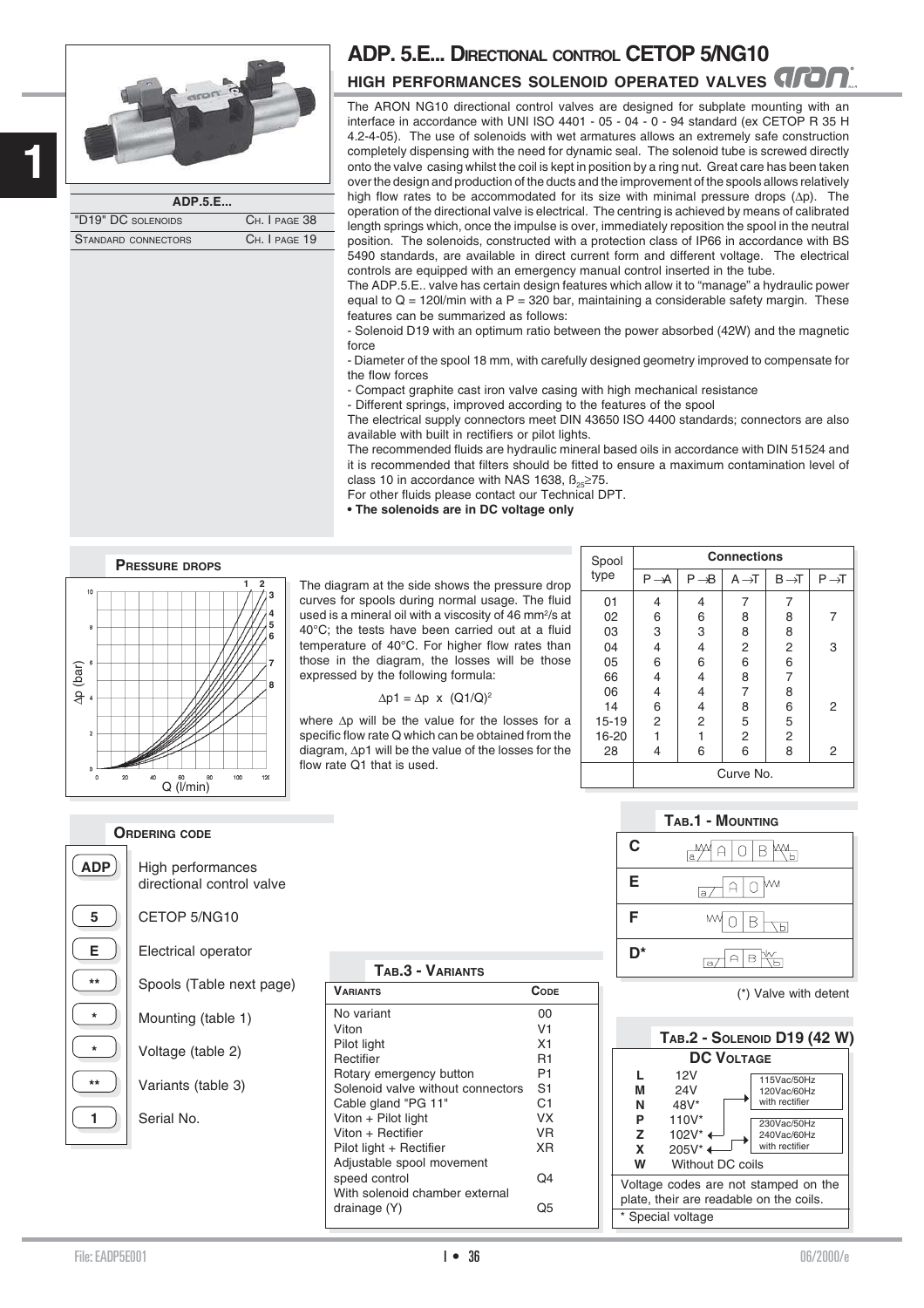# ADP. 5.E... DIRECTIONAL CONTROL CETOP 5/NG10

## HIGH PERFORMANCES SOLENOID OPERATED VALVES

| ADP.5.E... | |
|---|---|
| "D19" DC SOLENOIDS | CH. I PAGE 38 |
| STANDARD CONNECTORS | CH. I PAGE 19 |

The ARON NG10 directional control valves are designed for subplate mounting with an interface in accordance with UNI ISO 4401 - 05 - 04 - 0 - 94 standard (ex CETOP R 35 H 4.2-4-05). The use of solenoids with wet armatures allows an extremely safe construction completely dispensing with the need for dynamic seal. The solenoid tube is screwed directly onto the valve casing whilst the coil is kept in position by a ring nut. Great care has been taken over the design and production of the ducts and the improvement of the spools allows relatively high flow rates to be accommodated for its size with minimal pressure drops (Δp). The operation of the directional valve is electrical. The centring is achieved by means of calibrated length springs which, once the impulse is over, immediately reposition the spool in the neutral position. The solenoids, constructed with a protection class of IP66 in accordance with BS 5490 standards, are available in direct current form and different voltage. The electrical controls are equipped with an emergency manual control inserted in the tube.

The ADP.5.E.. valve has certain design features which allow it to "manage" a hydraulic power equal to Q = 120l/min with a P = 320 bar, maintaining a considerable safety margin. These features can be summarized as follows:

- Solenoid D19 with an optimum ratio between the power absorbed (42W) and the magnetic force
- Diameter of the spool 18 mm, with carefully designed geometry improved to compensate for the flow forces
- Compact graphite cast iron valve casing with high mechanical resistance
- Different springs, improved according to the features of the spool

The electrical supply connectors meet DIN 43650 ISO 4400 standards; connectors are also available with built in rectifiers or pilot lights.

The recommended fluids are hydraulic mineral based oils in accordance with DIN 51524 and it is recommended that filters should be fitted to ensure a maximum contamination level of class 10 in accordance with NAS 1638, $\beta_{25} \geq 75$.

For other fluids please contact our Technical DPT.

**• The solenoids are in DC voltage only**

### PRESSURE DROPS

The diagram at the side shows the pressure drop curves for spools during normal usage. The fluid used is a mineral oil with a viscosity of 46 mm²/s at 40°C; the tests have been carried out at a fluid temperature of 40°C. For higher flow rates than those in the diagram, the losses will be those expressed by the following formula:

$$\Delta p1 = \Delta p \times (Q1/Q)^2$$

where Δp will be the value for the losses for a specific flow rate Q which can be obtained from the diagram, Δp1 will be the value of the losses for the flow rate Q1 that is used.

| Spool type | P→A | P→B | A→T | B→T | P→T |
|---|---|---|---|---|---|
| 01 | 4 | 4 | 7 | 7 | |
| 02 | 6 | 6 | 8 | 8 | 7 |
| 03 | 3 | 3 | 8 | 8 | |
| 04 | 4 | 4 | 2 | 2 | 3 |
| 05 | 6 | 6 | 6 | 6 | |
| 66 | 4 | 4 | 8 | 7 | |
| 06 | 4 | 4 | 7 | 8 | |
| 14 | 6 | 4 | 8 | 6 | 2 |
| 15-19 | 2 | 2 | 5 | 5 | |
| 16-20 | 1 | 1 | 2 | 2 | |
| 28 | 4 | 6 | 6 | 8 | 2 |
| | Curve No. | | | | |

### ORDERING CODE

- **ADP** High performances directional control valve
- **5** CETOP 5/NG10
- **E** Electrical operator
- **\*\*** Spools (Table next page)
- **\*** Mounting (table 1)
- **\*** Voltage (table 2)
- **\*\*** Variants (table 3)
- **1** Serial No.

### TAB.1 - MOUNTING

C, E, F, D*

(*) Valve with detent

### TAB.2 - SOLENOID D19 (42 W)

| DC VOLTAGE | | |
|---|---|---|
| L | 12V | |
| M | 24V | |
| N | 48V* | |
| P | 110V* | |
| Z | 102V* | 115Vac/50Hz 120Vac/60Hz with rectifier |
| X | 205V* | 230Vac/50Hz 240Vac/60Hz with rectifier |
| W | Without DC coils | |

Voltage codes are not stamped on the plate, their are readable on the coils.

\* Special voltage

### TAB.3 - VARIANTS

| VARIANTS | CODE |
|---|---|
| No variant | 00 |
| Viton | V1 |
| Pilot light | X1 |
| Rectifier | R1 |
| Rotary emergency button | P1 |
| Solenoid valve without connectors | S1 |
| Cable gland "PG 11" | C1 |
| Viton + Pilot light | VX |
| Viton + Rectifier | VR |
| Pilot light + Rectifier | XR |
| Adjustable spool movement speed control | Q4 |
| With solenoid chamber external drainage (Y) | Q5 |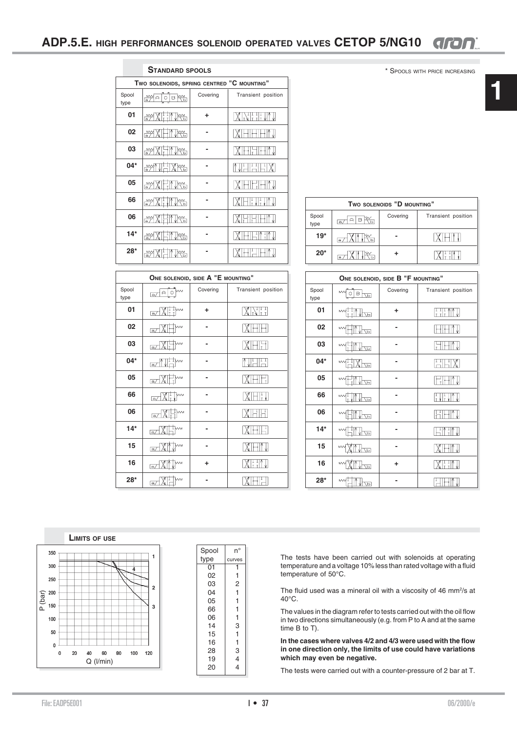# ADP.5.E. HIGH PERFORMANCES SOLENOID OPERATED VALVES CETOP 5/NG10

## STANDARD SPOOLS

\* SPOOLS WITH PRICE INCREASING

**TWO SOLENOIDS, SPRING CENTRED "C MOUNTING"**

| Spool type | | Covering | Transient position |
|---|---|---|---|
| 01 | | + | |
| 02 | | - | |
| 03 | | - | |
| 04* | | - | |
| 05 | | - | |
| 66 | | - | |
| 06 | | - | |
| 14* | | - | |
| 28* | | - | |

**TWO SOLENOIDS "D MOUNTING"**

| Spool type | | Covering | Transient position |
|---|---|---|---|
| 19* | | - | |
| 20* | | + | |

**ONE SOLENOID, SIDE A "E MOUNTING"**

| Spool type | | Covering | Transient position |
|---|---|---|---|
| 01 | | + | |
| 02 | | - | |
| 03 | | - | |
| 04* | | - | |
| 05 | | - | |
| 66 | | - | |
| 06 | | - | |
| 14* | | - | |
| 15 | | - | |
| 16 | | + | |
| 28* | | - | |

**ONE SOLENOID, SIDE B "F MOUNTING"**

| Spool type | | Covering | Transient position |
|---|---|---|---|
| 01 | | + | |
| 02 | | - | |
| 03 | | - | |
| 04* | | - | |
| 05 | | - | |
| 66 | | - | |
| 06 | | - | |
| 14* | | - | |
| 15 | | - | |
| 16 | | + | |
| 28* | | - | |

## LIMITS OF USE

| Spool type | n° curves |
|---|---|
| 01 | 1 |
| 02 | 1 |
| 03 | 2 |
| 04 | 1 |
| 05 | 1 |
| 66 | 1 |
| 06 | 1 |
| 14 | 3 |
| 15 | 1 |
| 16 | 1 |
| 28 | 3 |
| 19 | 4 |
| 20 | 4 |

The tests have been carried out with solenoids at operating temperature and a voltage 10% less than rated voltage with a fluid temperature of 50°C.

The fluid used was a mineral oil with a viscosity of 46 mm²/s at 40°C.

The values in the diagram refer to tests carried out with the oil flow in two directions simultaneously (e.g. from P to A and at the same time B to T).

**In the cases where valves 4/2 and 4/3 were used with the flow in one direction only, the limits of use could have variations which may even be negative.**

The tests were carried out with a counter-pressure of 2 bar at T.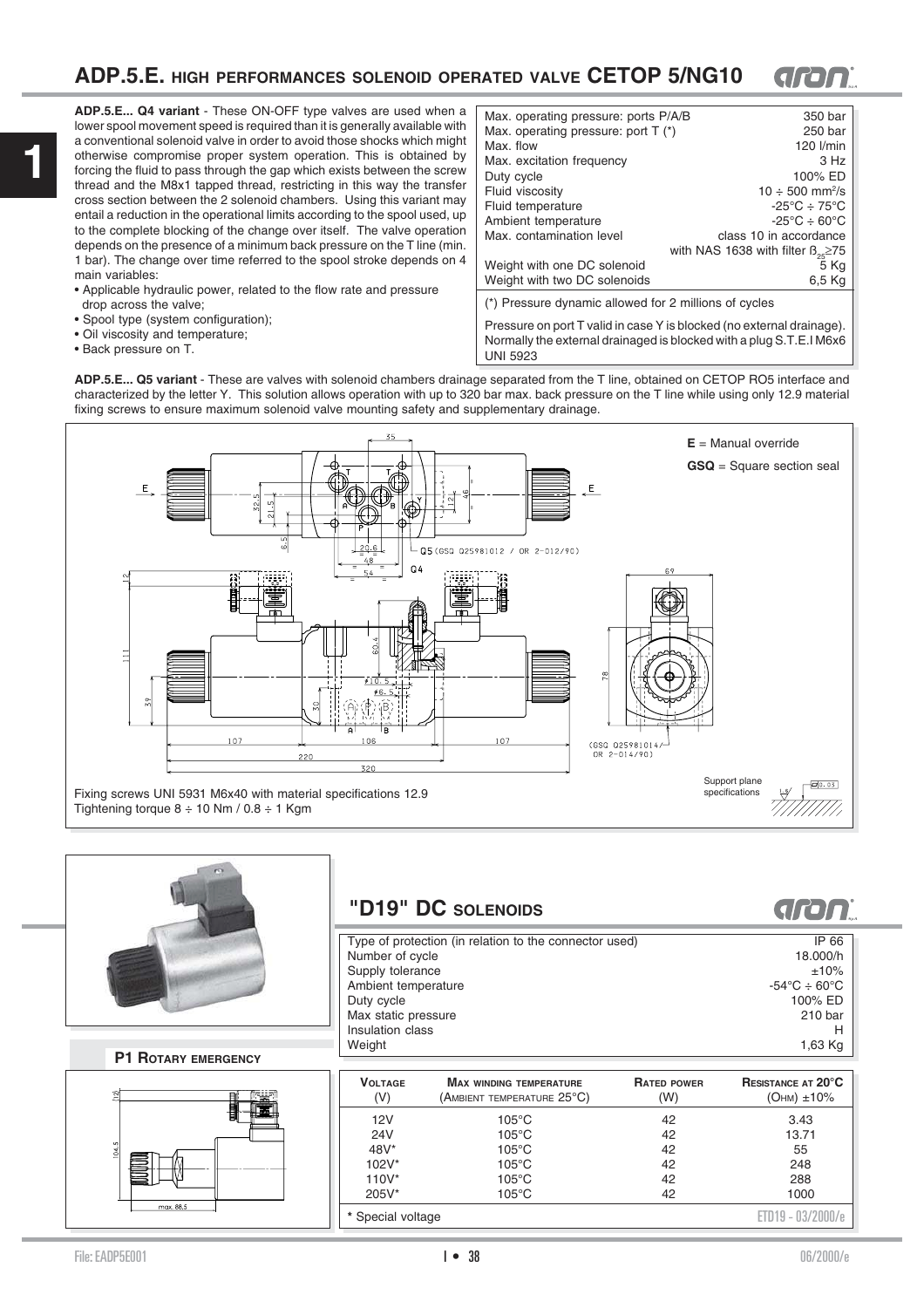# ADP.5.E. HIGH PERFORMANCES SOLENOID OPERATED VALVE CETOP 5/NG10

**ADP.5.E... Q4 variant** - These ON-OFF type valves are used when a lower spool movement speed is required than it is generally available with a conventional solenoid valve in order to avoid those shocks which might otherwise compromise proper system operation. This is obtained by forcing the fluid to pass through the gap which exists between the screw thread and the M8x1 tapped thread, restricting in this way the transfer cross section between the 2 solenoid chambers. Using this variant may entail a reduction in the operational limits according to the spool used, up to the complete blocking of the change over itself. The valve operation depends on the presence of a minimum back pressure on the T line (min. 1 bar). The change over time referred to the spool stroke depends on 4 main variables:

- Applicable hydraulic power, related to the flow rate and pressure drop across the valve;
- Spool type (system configuration);
- Oil viscosity and temperature;
- Back pressure on T.

| | |
|---|---|
| Max. operating pressure: ports P/A/B | 350 bar |
| Max. operating pressure: port T (*) | 250 bar |
| Max. flow | 120 l/min |
| Max. excitation frequency | 3 Hz |
| Duty cycle | 100% ED |
| Fluid viscosity | 10 ÷ 500 mm²/s |
| Fluid temperature | -25°C ÷ 75°C |
| Ambient temperature | -25°C ÷ 60°C |
| Max. contamination level | class 10 in accordance with NAS 1638 with filter $\beta_{25} \geq 75$ |
| Weight with one DC solenoid | 5 Kg |
| Weight with two DC solenoids | 6,5 Kg |

(*) Pressure dynamic allowed for 2 millions of cycles

Pressure on port T valid in case Y is blocked (no external drainage). Normally the external drainaged is blocked with a plug S.T.E.I M6x6 UNI 5923

**ADP.5.E... Q5 variant** - These are valves with solenoid chambers drainage separated from the T line, obtained on CETOP RO5 interface and characterized by the letter Y. This solution allows operation with up to 320 bar max. back pressure on the T line while using only 12.9 material fixing screws to ensure maximum solenoid valve mounting safety and supplementary drainage.

**E** = Manual override

**GSQ** = Square section seal

Q5 (GSQ Q25981012 / OR 2-012/90)

Q4

(GSQ Q25981014/ OR 2-014/90)

35, 32.5, 21.5, 6.5, 12, 46, 20.6, 48, 54, 69, 12, 111, 39, 60.4, 30, ø10.5, ø6.5, 78, 107, 106, 107, 220, 320

Support plane specifications 0.03 1.6

Fixing screws UNI 5931 M6x40 with material specifications 12.9
Tightening torque 8 ÷ 10 Nm / 0.8 ÷ 1 Kgm

## "D19" DC SOLENOIDS

**P1 ROTARY EMERGENCY**

12, 104.5, max. 88.5

| | |
|---|---|
| Type of protection (in relation to the connector used) | IP 66 |
| Number of cycle | 18.000/h |
| Supply tolerance | ±10% |
| Ambient temperature | -54°C ÷ 60°C |
| Duty cycle | 100% ED |
| Max static pressure | 210 bar |
| Insulation class | H |
| Weight | 1,63 Kg |

| VOLTAGE (V) | MAX WINDING TEMPERATURE (AMBIENT TEMPERATURE 25°C) | RATED POWER (W) | RESISTANCE AT 20°C (OHM) ±10% |
|---|---|---|---|
| 12V | 105°C | 42 | 3.43 |
| 24V | 105°C | 42 | 13.71 |
| 48V* | 105°C | 42 | 55 |
| 102V* | 105°C | 42 | 248 |
| 110V* | 105°C | 42 | 288 |
| 205V* | 105°C | 42 | 1000 |

\* Special voltage

ETD19 - 03/2000/e